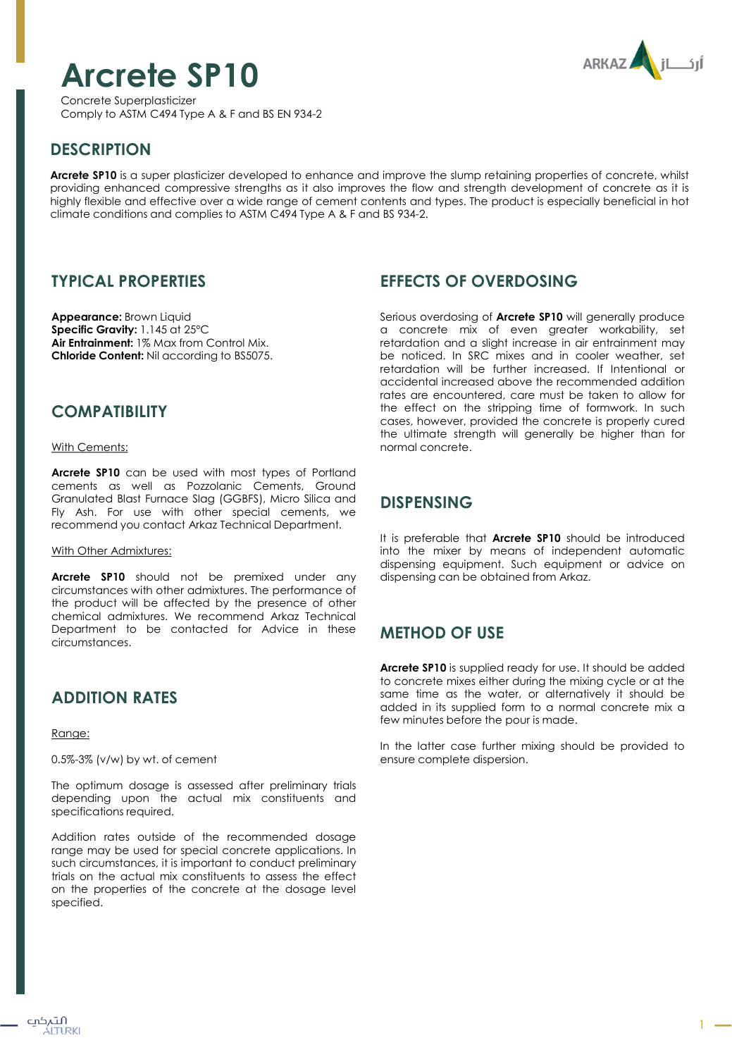# Arcrete SP10

Concrete Superplasticizer
Comply to ASTM C494 Type A & F and BS EN 934-2

## DESCRIPTION

**Arcrete SP10** is a super plasticizer developed to enhance and improve the slump retaining properties of concrete, whilst providing enhanced compressive strengths as it also improves the flow and strength development of concrete as it is highly flexible and effective over a wide range of cement contents and types. The product is especially beneficial in hot climate conditions and complies to ASTM C494 Type A & F and BS 934-2.

## TYPICAL PROPERTIES

**Appearance:** Brown Liquid
**Specific Gravity:** 1.145 at 25°C
**Air Entrainment:** 1% Max from Control Mix.
**Chloride Content:** Nil according to BS5075.

## COMPATIBILITY

With Cements:

**Arcrete SP10** can be used with most types of Portland cements as well as Pozzolanic Cements, Ground Granulated Blast Furnace Slag (GGBFS), Micro Silica and Fly Ash. For use with other special cements, we recommend you contact Arkaz Technical Department.

With Other Admixtures:

**Arcrete SP10** should not be premixed under any circumstances with other admixtures. The performance of the product will be affected by the presence of other chemical admixtures. We recommend Arkaz Technical Department to be contacted for Advice in these circumstances.

## ADDITION RATES

Range:

0.5%-3% (v/w) by wt. of cement

The optimum dosage is assessed after preliminary trials depending upon the actual mix constituents and specifications required.

Addition rates outside of the recommended dosage range may be used for special concrete applications. In such circumstances, it is important to conduct preliminary trials on the actual mix constituents to assess the effect on the properties of the concrete at the dosage level specified.

## EFFECTS OF OVERDOSING

Serious overdosing of **Arcrete SP10** will generally produce a concrete mix of even greater workability, set retardation and a slight increase in air entrainment may be noticed. In SRC mixes and in cooler weather, set retardation will be further increased. If Intentional or accidental increased above the recommended addition rates are encountered, care must be taken to allow for the effect on the stripping time of formwork. In such cases, however, provided the concrete is properly cured the ultimate strength will generally be higher than for normal concrete.

## DISPENSING

It is preferable that **Arcrete SP10** should be introduced into the mixer by means of independent automatic dispensing equipment. Such equipment or advice on dispensing can be obtained from Arkaz.

## METHOD OF USE

**Arcrete SP10** is supplied ready for use. It should be added to concrete mixes either during the mixing cycle or at the same time as the water, or alternatively it should be added in its supplied form to a normal concrete mix a few minutes before the pour is made.

In the latter case further mixing should be provided to ensure complete dispersion.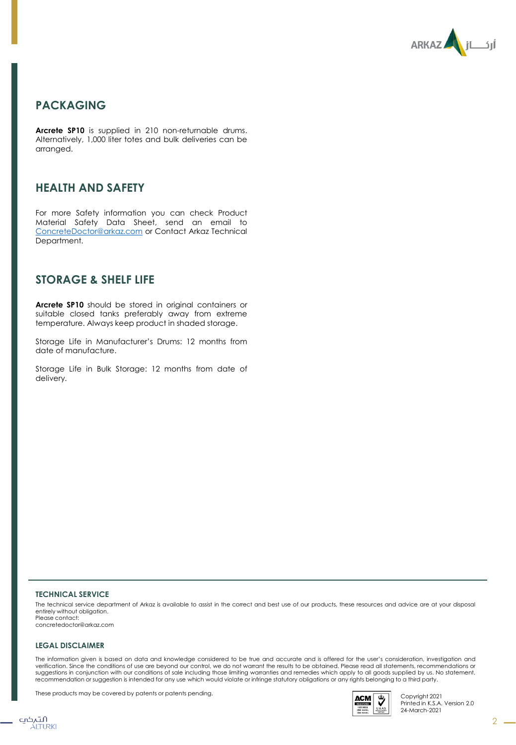## PACKAGING

**Arcrete SP10** is supplied in 210 non-returnable drums. Alternatively, 1,000 liter totes and bulk deliveries can be arranged.

## HEALTH AND SAFETY

For more Safety information you can check Product Material Safety Data Sheet, send an email to ConcreteDoctor@arkaz.com or Contact Arkaz Technical Department.

## STORAGE & SHELF LIFE

**Arcrete SP10** should be stored in original containers or suitable closed tanks preferably away from extreme temperature. Always keep product in shaded storage.

Storage Life in Manufacturer's Drums: 12 months from date of manufacture.

Storage Life in Bulk Storage: 12 months from date of delivery.

### TECHNICAL SERVICE

The technical service department of Arkaz is available to assist in the correct and best use of our products, these resources and advice are at your disposal entirely without obligation.
Please contact:
concretedoctor@arkaz.com

### LEGAL DISCLAIMER

The information given is based on data and knowledge considered to be true and accurate and is offered for the user's consideration, investigation and verification. Since the conditions of use are beyond our control, we do not warrant the results to be obtained. Please read all statements, recommendations or suggestions in conjunction with our conditions of sale including those limiting warranties and remedies which apply to all goods supplied by us. No statement, recommendation or suggestion is intended for any use which would violate or infringe statutory obligations or any rights belonging to a third party.

These products may be covered by patents or patents pending.

Copyright 2021
Printed in K.S.A. Version 2.0
24-March-2021